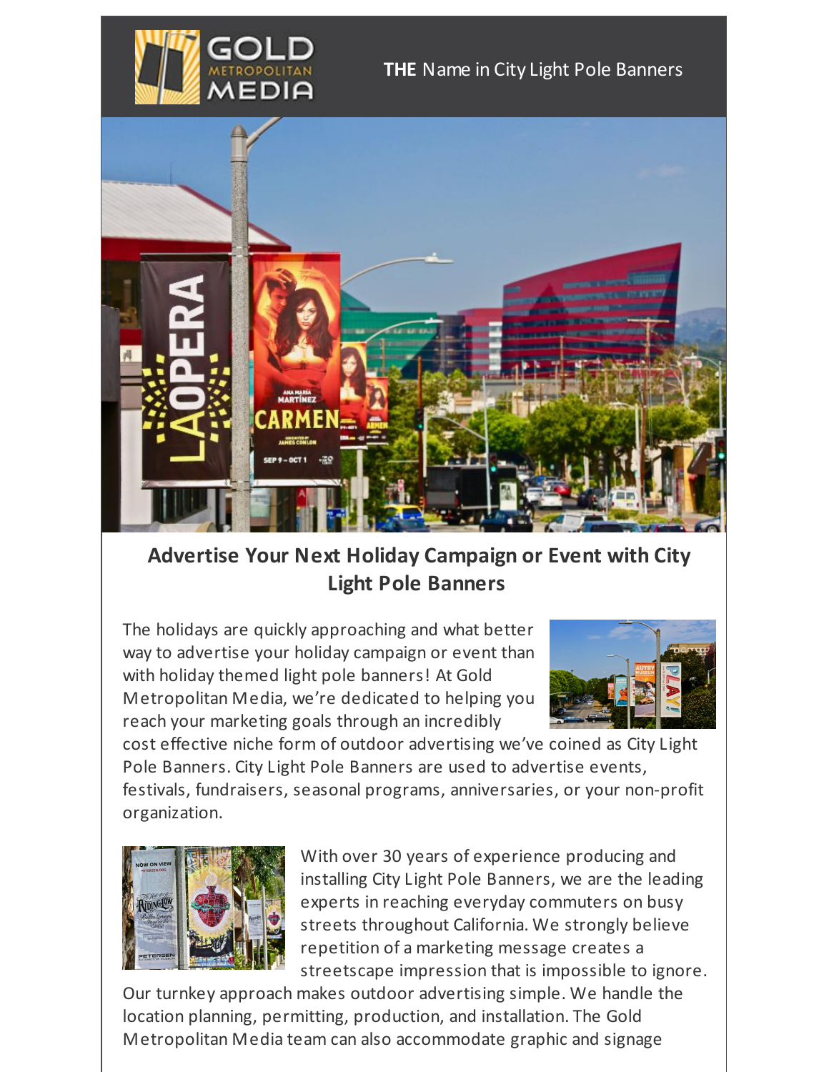**THE** Name in City Light Pole Banners

## Advertise Your Next Holiday Campaign or Event with City Light Pole Banners

The holidays are quickly approaching and what better way to advertise your holiday campaign or event than with holiday themed light pole banners! At Gold Metropolitan Media, we're dedicated to helping you reach your marketing goals through an incredibly cost effective niche form of outdoor advertising we've coined as City Light Pole Banners. City Light Pole Banners are used to advertise events, festivals, fundraisers, seasonal programs, anniversaries, or your non-profit organization.

With over 30 years of experience producing and installing City Light Pole Banners, we are the leading experts in reaching everyday commuters on busy streets throughout California. We strongly believe repetition of a marketing message creates a streetscape impression that is impossible to ignore. Our turnkey approach makes outdoor advertising simple. We handle the location planning, permitting, production, and installation. The Gold Metropolitan Media team can also accommodate graphic and signage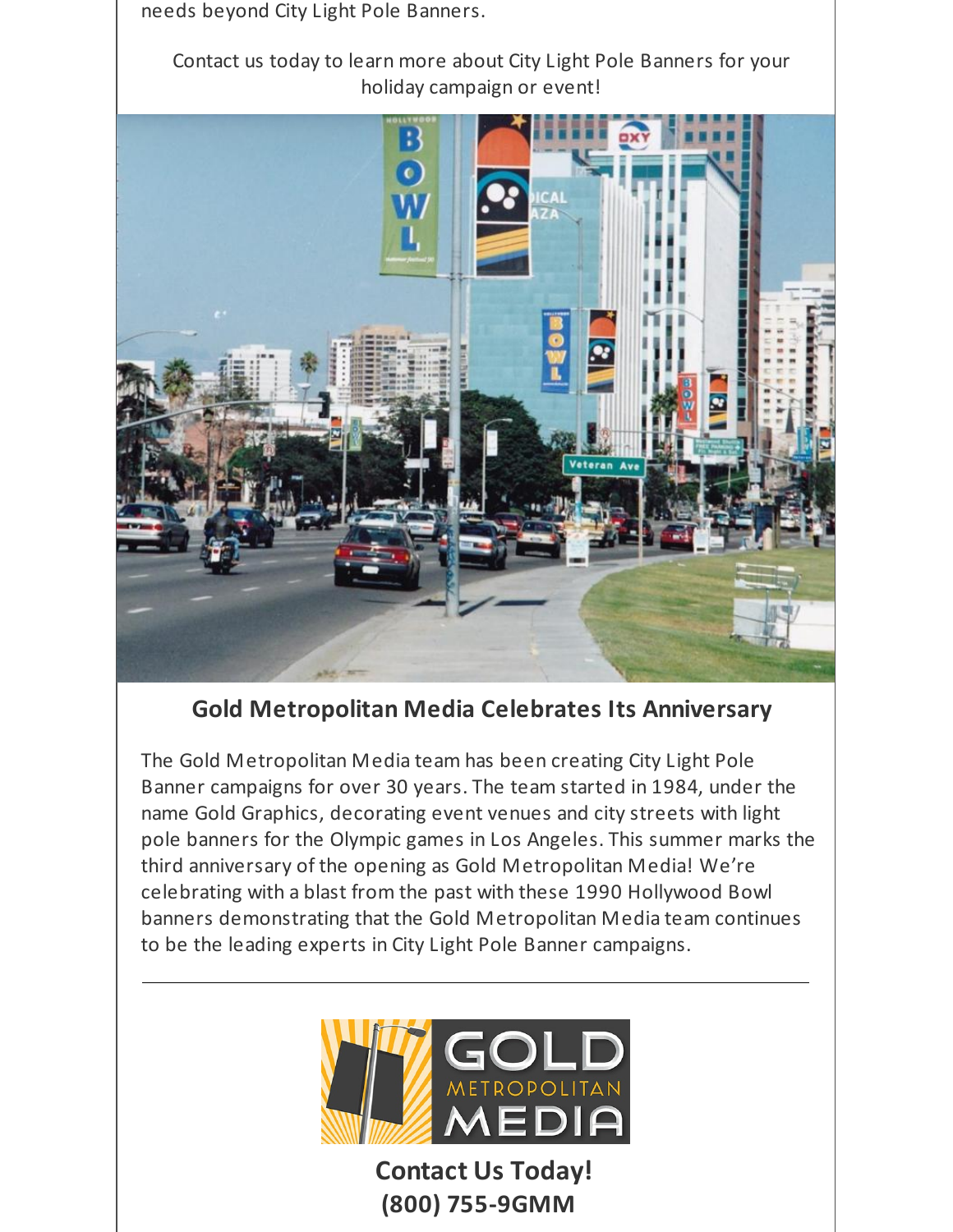needs beyond City Light Pole Banners.

Contact us today to learn more about City Light Pole Banners for your holiday campaign or event!

## Gold Metropolitan Media Celebrates Its Anniversary

The Gold Metropolitan Media team has been creating City Light Pole Banner campaigns for over 30 years. The team started in 1984, under the name Gold Graphics, decorating event venues and city streets with light pole banners for the Olympic games in Los Angeles. This summer marks the third anniversary of the opening as Gold Metropolitan Media! We're celebrating with a blast from the past with these 1990 Hollywood Bowl banners demonstrating that the Gold Metropolitan Media team continues to be the leading experts in City Light Pole Banner campaigns.

---

**Contact Us Today!**
**(800) 755-9GMM**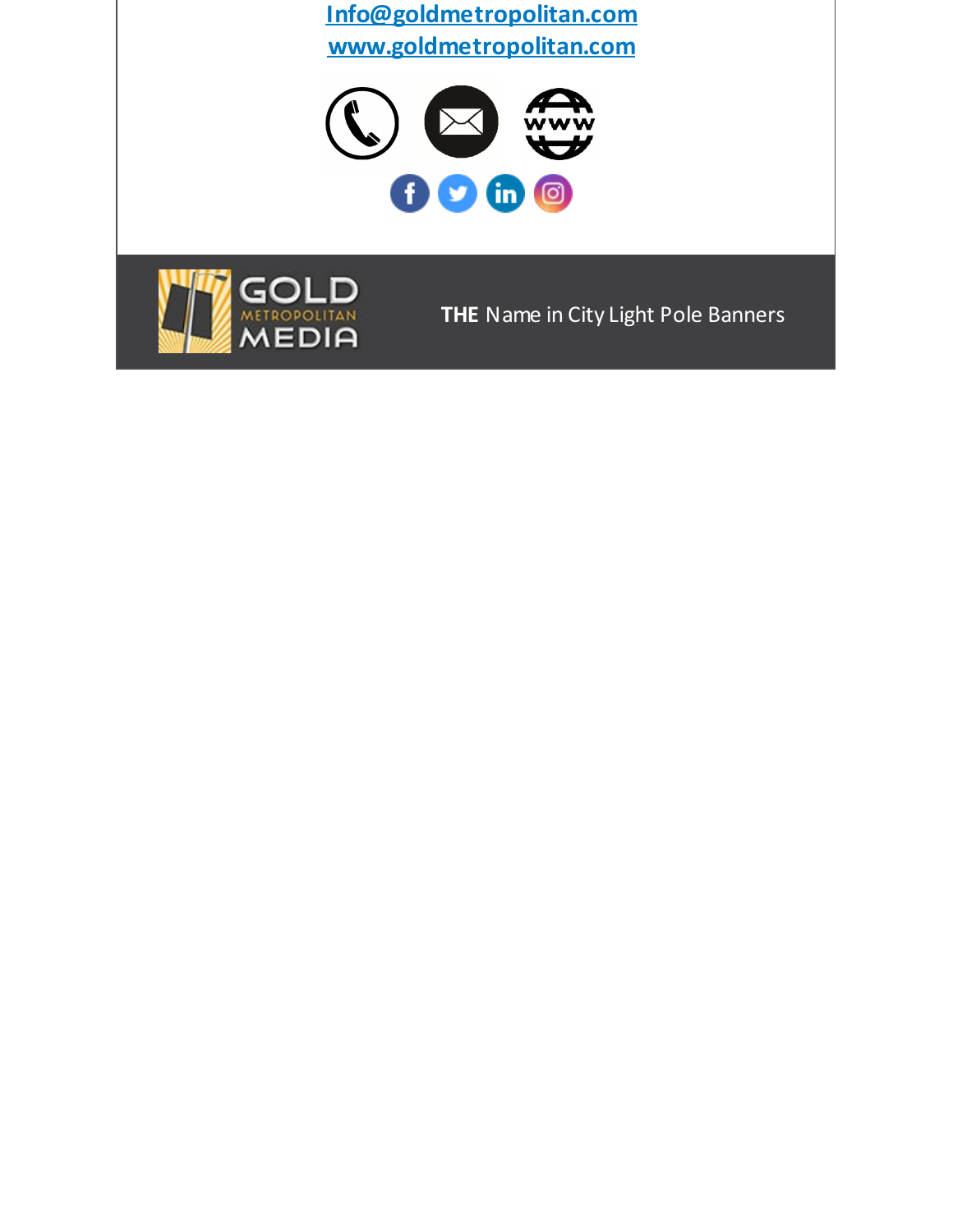[Info@goldmetropolitan.com](mailto:Info@goldmetropolitan.com)
[www.goldmetropolitan.com](http://www.goldmetropolitan.com)

GOLD METROPOLITAN MEDIA

**THE** Name in City Light Pole Banners